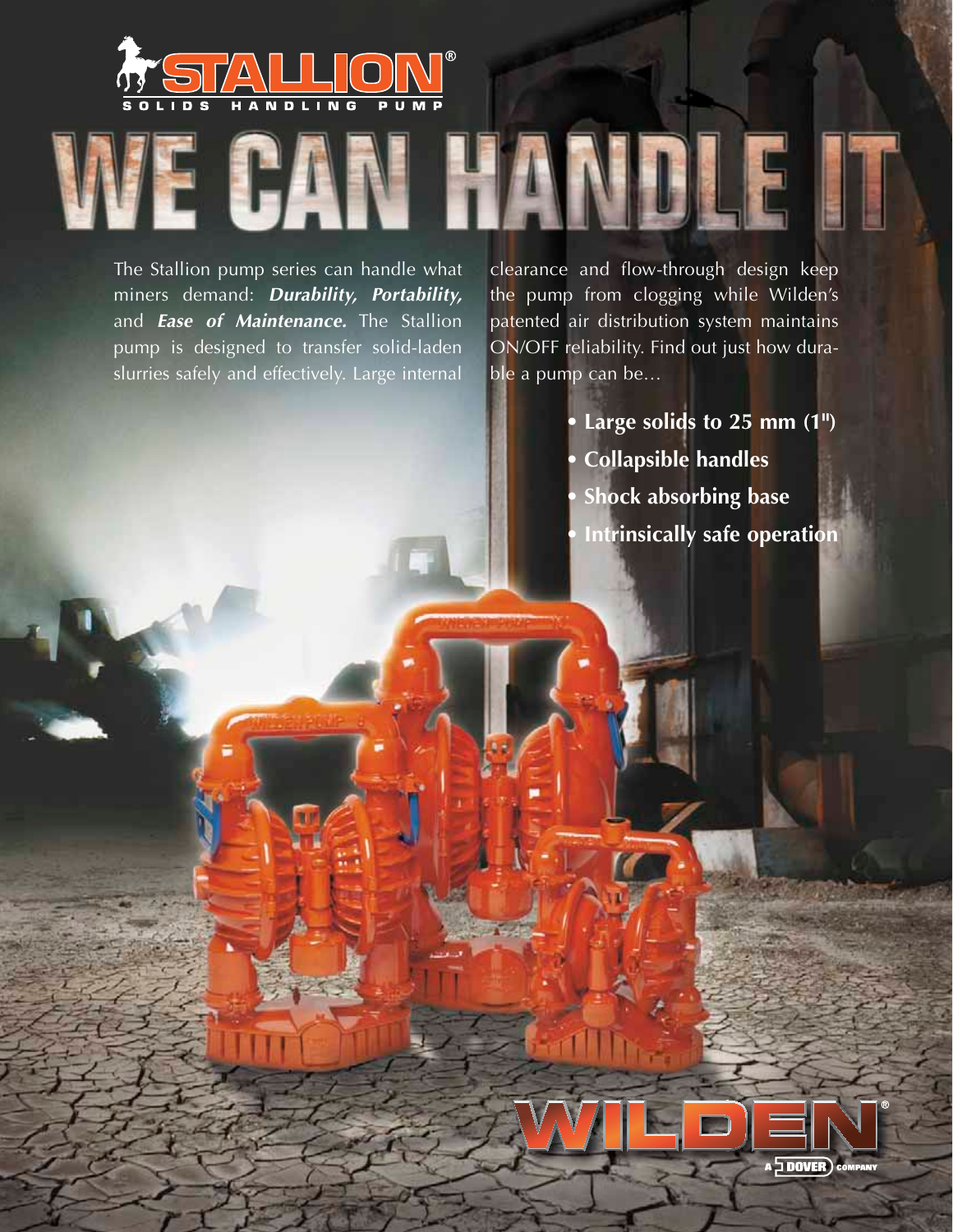# STALLION®

SOLIDS HANDLING PUMP

# WE CAN HANDLE IT

The Stallion pump series can handle what miners demand: ***Durability, Portability,*** and ***Ease of Maintenance.*** The Stallion pump is designed to transfer solid-laden slurries safely and effectively. Large internal clearance and flow-through design keep the pump from clogging while Wilden's patented air distribution system maintains ON/OFF reliability. Find out just how durable a pump can be…

- **Large solids to 25 mm (1")**
- **Collapsible handles**
- **Shock absorbing base**
- **Intrinsically safe operation**

WILDEN®

A DOVER COMPANY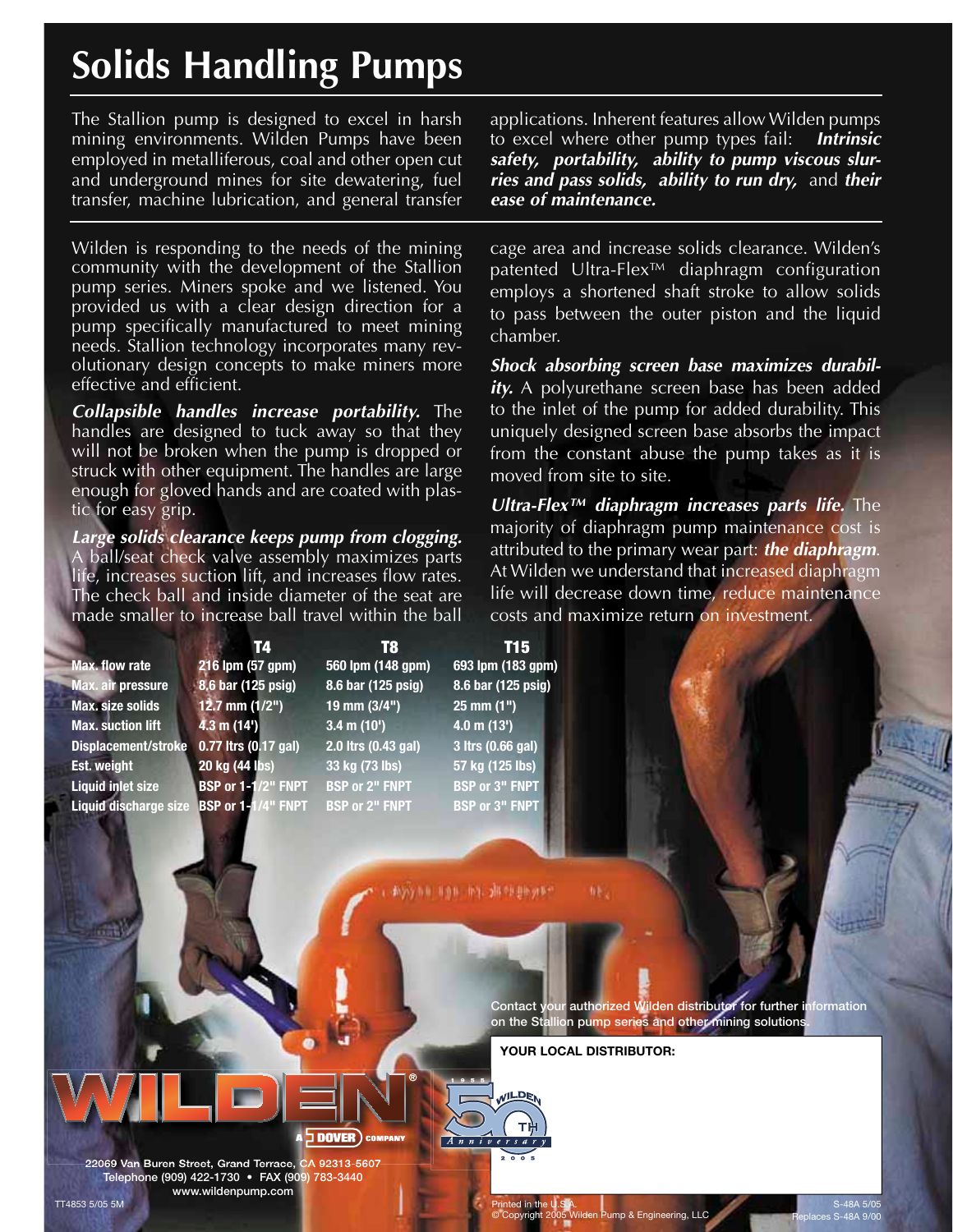# Solids Handling Pumps

The Stallion pump is designed to excel in harsh mining environments. Wilden Pumps have been employed in metalliferous, coal and other open cut and underground mines for site dewatering, fuel transfer, machine lubrication, and general transfer applications. Inherent features allow Wilden pumps to excel where other pump types fail: ***Intrinsic safety, portability, ability to pump viscous slurries and pass solids, ability to run dry,*** and ***their ease of maintenance.***

Wilden is responding to the needs of the mining community with the development of the Stallion pump series. Miners spoke and we listened. You provided us with a clear design direction for a pump specifically manufactured to meet mining needs. Stallion technology incorporates many revolutionary design concepts to make miners more effective and efficient.

***Collapsible handles increase portability.*** The handles are designed to tuck away so that they will not be broken when the pump is dropped or struck with other equipment. The handles are large enough for gloved hands and are coated with plastic for easy grip.

***Large solids clearance keeps pump from clogging.*** A ball/seat check valve assembly maximizes parts life, increases suction lift, and increases flow rates. The check ball and inside diameter of the seat are made smaller to increase ball travel within the ball cage area and increase solids clearance. Wilden's patented Ultra-Flex™ diaphragm configuration employs a shortened shaft stroke to allow solids to pass between the outer piston and the liquid chamber.

***Shock absorbing screen base maximizes durability.*** A polyurethane screen base has been added to the inlet of the pump for added durability. This uniquely designed screen base absorbs the impact from the constant abuse the pump takes as it is moved from site to site.

***Ultra-Flex™ diaphragm increases parts life.*** The majority of diaphragm pump maintenance cost is attributed to the primary wear part: ***the diaphragm***. At Wilden we understand that increased diaphragm life will decrease down time, reduce maintenance costs and maximize return on investment.

| | T4 | T8 | T15 |
|---|---|---|---|
| Max. flow rate | 216 lpm (57 gpm) | 560 lpm (148 gpm) | 693 lpm (183 gpm) |
| Max. air pressure | 8.6 bar (125 psig) | 8.6 bar (125 psig) | 8.6 bar (125 psig) |
| Max. size solids | 12.7 mm (1/2") | 19 mm (3/4") | 25 mm (1") |
| Max. suction lift | 4.3 m (14') | 3.4 m (10') | 4.0 m (13') |
| Displacement/stroke | 0.77 ltrs (0.17 gal) | 2.0 ltrs (0.43 gal) | 3 ltrs (0.66 gal) |
| Est. weight | 20 kg (44 lbs) | 33 kg (73 lbs) | 57 kg (125 lbs) |
| Liquid inlet size | BSP or 1-1/2" FNPT | BSP or 2" FNPT | BSP or 3" FNPT |
| Liquid discharge size | BSP or 1-1/4" FNPT | BSP or 2" FNPT | BSP or 3" FNPT |

Contact your authorized Wilden distributor for further information on the Stallion pump series and other mining solutions.

**YOUR LOCAL DISTRIBUTOR:**

WILDEN®
A DOVER COMPANY

1955 WILDEN 50TH Anniversary 2005

22069 Van Buren Street, Grand Terrace, CA 92313-5607
Telephone (909) 422-1730 • FAX (909) 783-3440
www.wildenpump.com

TT4853 5/05 5M

Printed in the U.S.A.
© Copyright 2005 Wilden Pump & Engineering, LLC

S-48A 5/05
Replaces S-48A 9/00